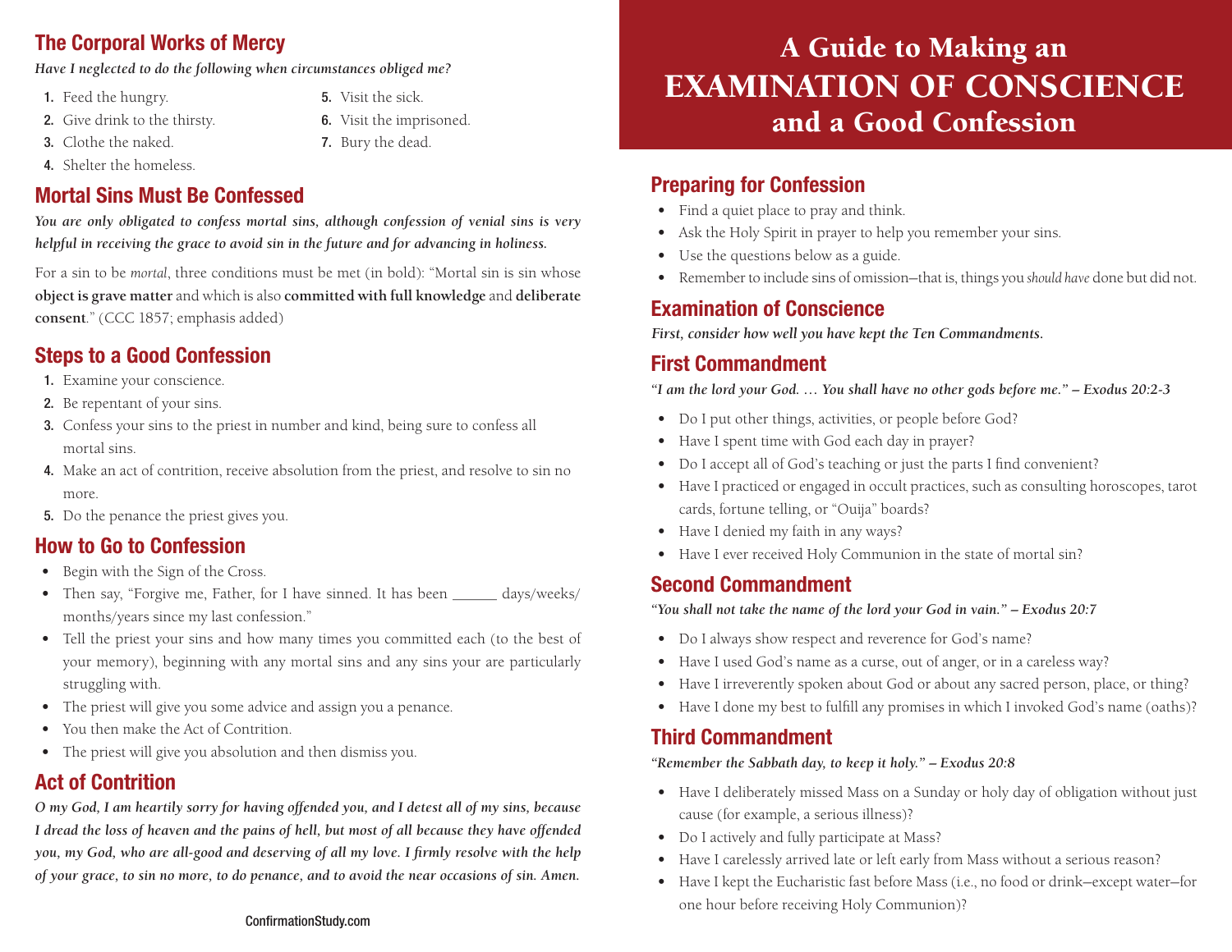## The Corporal Works of Mercy

***Have I neglected to do the following when circumstances obliged me?***

1. Feed the hungry.
2. Give drink to the thirsty.
3. Clothe the naked.
4. Shelter the homeless.
5. Visit the sick.
6. Visit the imprisoned.
7. Bury the dead.

## Mortal Sins Must Be Confessed

***You are only obligated to confess mortal sins, although confession of venial sins is very helpful in receiving the grace to avoid sin in the future and for advancing in holiness.***

For a sin to be *mortal*, three conditions must be met (in bold): "Mortal sin is sin whose **object is grave matter** and which is also **committed with full knowledge** and **deliberate consent**." (CCC 1857; emphasis added)

## Steps to a Good Confession

1. Examine your conscience.
2. Be repentant of your sins.
3. Confess your sins to the priest in number and kind, being sure to confess all mortal sins.
4. Make an act of contrition, receive absolution from the priest, and resolve to sin no more.
5. Do the penance the priest gives you.

## How to Go to Confession

- Begin with the Sign of the Cross.
- Then say, "Forgive me, Father, for I have sinned. It has been ______ days/weeks/months/years since my last confession."
- Tell the priest your sins and how many times you committed each (to the best of your memory), beginning with any mortal sins and any sins your are particularly struggling with.
- The priest will give you some advice and assign you a penance.
- You then make the Act of Contrition.
- The priest will give you absolution and then dismiss you.

## Act of Contrition

***O my God, I am heartily sorry for having offended you, and I detest all of my sins, because I dread the loss of heaven and the pains of hell, but most of all because they have offended you, my God, who are all-good and deserving of all my love. I firmly resolve with the help of your grace, to sin no more, to do penance, and to avoid the near occasions of sin. Amen.***

# A Guide to Making an EXAMINATION OF CONSCIENCE and a Good Confession

## Preparing for Confession

- Find a quiet place to pray and think.
- Ask the Holy Spirit in prayer to help you remember your sins.
- Use the questions below as a guide.
- Remember to include sins of omission—that is, things you *should have* done but did not.

## Examination of Conscience

***First, consider how well you have kept the Ten Commandments.***

## First Commandment

***"I am the lord your God. … You shall have no other gods before me." – Exodus 20:2-3***

- Do I put other things, activities, or people before God?
- Have I spent time with God each day in prayer?
- Do I accept all of God's teaching or just the parts I find convenient?
- Have I practiced or engaged in occult practices, such as consulting horoscopes, tarot cards, fortune telling, or "Ouija" boards?
- Have I denied my faith in any ways?
- Have I ever received Holy Communion in the state of mortal sin?

## Second Commandment

***"You shall not take the name of the lord your God in vain." – Exodus 20:7***

- Do I always show respect and reverence for God's name?
- Have I used God's name as a curse, out of anger, or in a careless way?
- Have I irreverently spoken about God or about any sacred person, place, or thing?
- Have I done my best to fulfill any promises in which I invoked God's name (oaths)?

## Third Commandment

***"Remember the Sabbath day, to keep it holy." – Exodus 20:8***

- Have I deliberately missed Mass on a Sunday or holy day of obligation without just cause (for example, a serious illness)?
- Do I actively and fully participate at Mass?
- Have I carelessly arrived late or left early from Mass without a serious reason?
- Have I kept the Eucharistic fast before Mass (i.e., no food or drink—except water—for one hour before receiving Holy Communion)?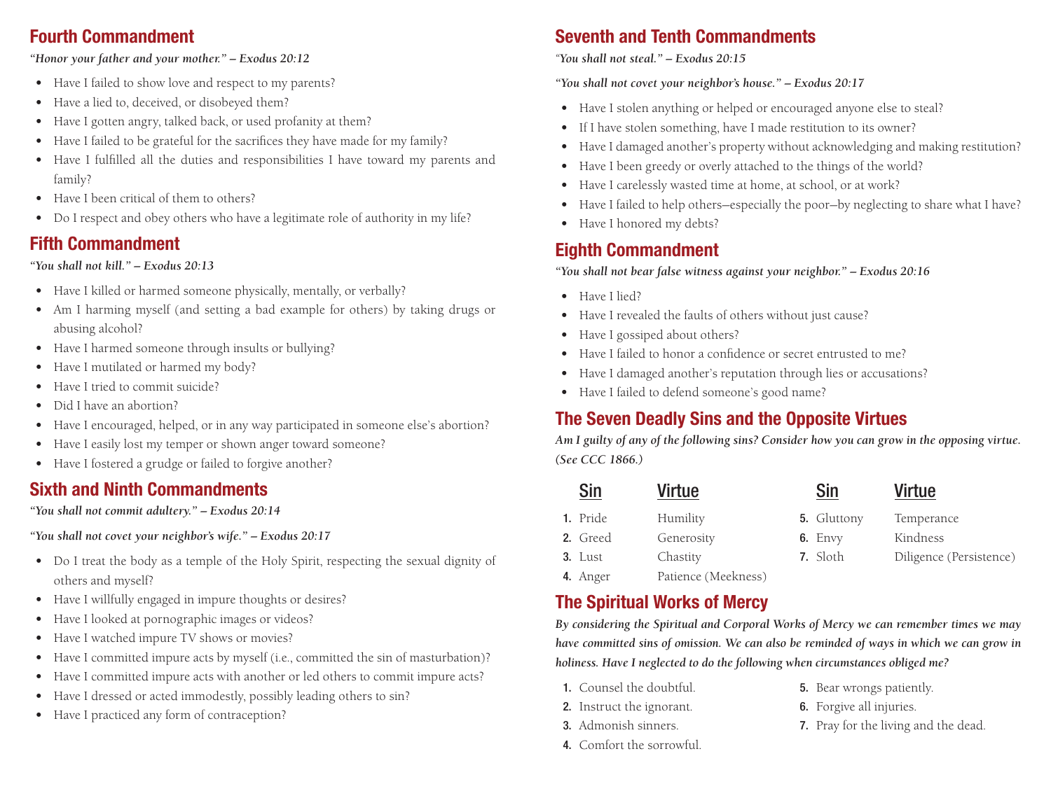## Fourth Commandment

*"Honor your father and your mother." – Exodus 20:12*

- Have I failed to show love and respect to my parents?
- Have a lied to, deceived, or disobeyed them?
- Have I gotten angry, talked back, or used profanity at them?
- Have I failed to be grateful for the sacrifices they have made for my family?
- Have I fulfilled all the duties and responsibilities I have toward my parents and family?
- Have I been critical of them to others?
- Do I respect and obey others who have a legitimate role of authority in my life?

## Fifth Commandment

*"You shall not kill." – Exodus 20:13*

- Have I killed or harmed someone physically, mentally, or verbally?
- Am I harming myself (and setting a bad example for others) by taking drugs or abusing alcohol?
- Have I harmed someone through insults or bullying?
- Have I mutilated or harmed my body?
- Have I tried to commit suicide?
- Did I have an abortion?
- Have I encouraged, helped, or in any way participated in someone else's abortion?
- Have I easily lost my temper or shown anger toward someone?
- Have I fostered a grudge or failed to forgive another?

## Sixth and Ninth Commandments

*"You shall not commit adultery." – Exodus 20:14*

*"You shall not covet your neighbor's wife." – Exodus 20:17*

- Do I treat the body as a temple of the Holy Spirit, respecting the sexual dignity of others and myself?
- Have I willfully engaged in impure thoughts or desires?
- Have I looked at pornographic images or videos?
- Have I watched impure TV shows or movies?
- Have I committed impure acts by myself (i.e., committed the sin of masturbation)?
- Have I committed impure acts with another or led others to commit impure acts?
- Have I dressed or acted immodestly, possibly leading others to sin?
- Have I practiced any form of contraception?

## Seventh and Tenth Commandments

*"You shall not steal." – Exodus 20:15*

*"You shall not covet your neighbor's house." – Exodus 20:17*

- Have I stolen anything or helped or encouraged anyone else to steal?
- If I have stolen something, have I made restitution to its owner?
- Have I damaged another's property without acknowledging and making restitution?
- Have I been greedy or overly attached to the things of the world?
- Have I carelessly wasted time at home, at school, or at work?
- Have I failed to help others—especially the poor—by neglecting to share what I have?
- Have I honored my debts?

## Eighth Commandment

*"You shall not bear false witness against your neighbor." – Exodus 20:16*

- Have I lied?
- Have I revealed the faults of others without just cause?
- Have I gossiped about others?
- Have I failed to honor a confidence or secret entrusted to me?
- Have I damaged another's reputation through lies or accusations?
- Have I failed to defend someone's good name?

## The Seven Deadly Sins and the Opposite Virtues

***Am I guilty of any of the following sins? Consider how you can grow in the opposing virtue. (See CCC 1866.)***

| Sin | Virtue |
|---|---|
| 1. Pride | Humility |
| 2. Greed | Generosity |
| 3. Lust | Chastity |
| 4. Anger | Patience (Meekness) |
| 5. Gluttony | Temperance |
| 6. Envy | Kindness |
| 7. Sloth | Diligence (Persistence) |

## The Spiritual Works of Mercy

***By considering the Spiritual and Corporal Works of Mercy we can remember times we may have committed sins of omission. We can also be reminded of ways in which we can grow in holiness. Have I neglected to do the following when circumstances obliged me?***

1. Counsel the doubtful.
2. Instruct the ignorant.
3. Admonish sinners.
4. Comfort the sorrowful.
5. Bear wrongs patiently.
6. Forgive all injuries.
7. Pray for the living and the dead.